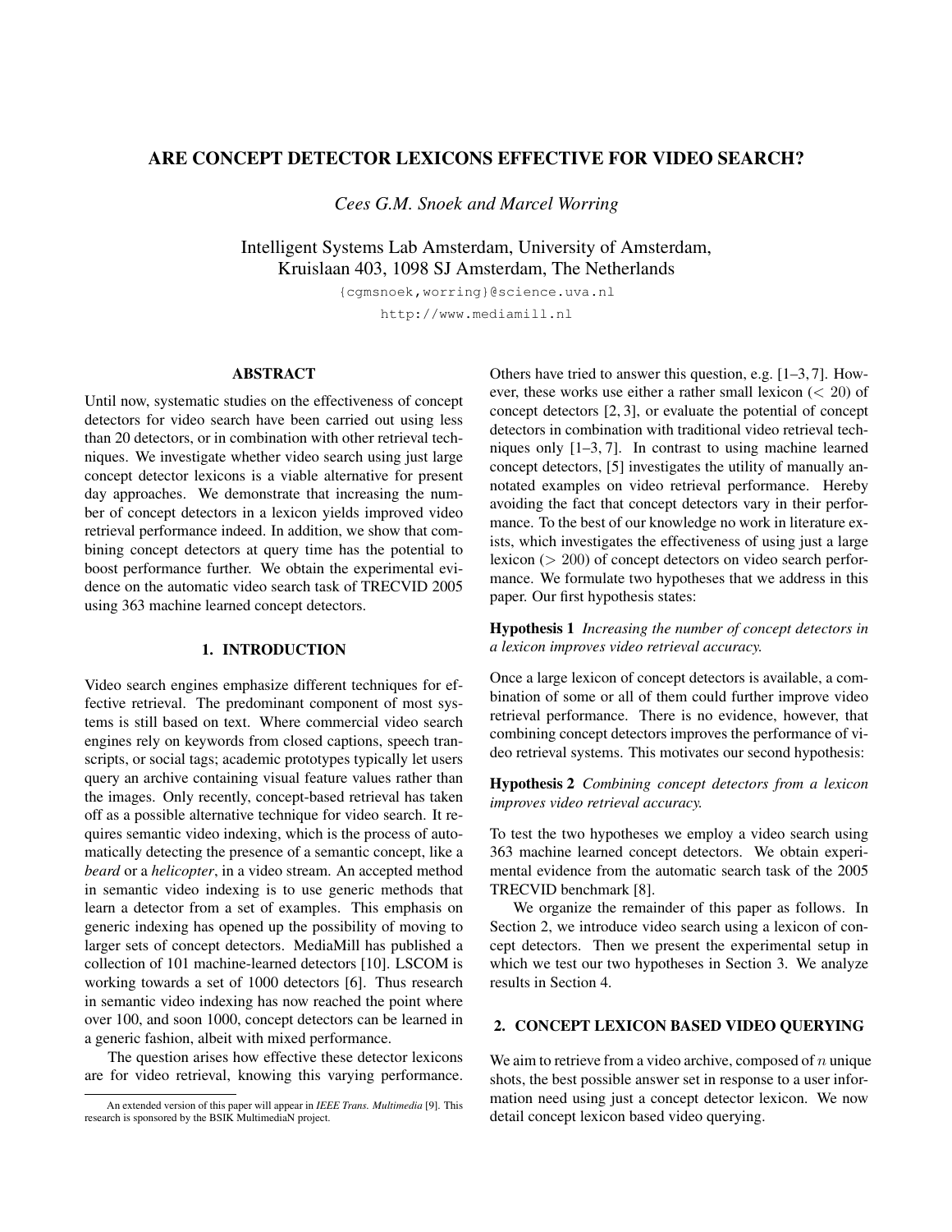# ARE CONCEPT DETECTOR LEXICONS EFFECTIVE FOR VIDEO SEARCH?

*Cees G.M. Snoek and Marcel Worring*

Intelligent Systems Lab Amsterdam, University of Amsterdam,
Kruislaan 403, 1098 SJ Amsterdam, The Netherlands

{cgmsnoek,worring}@science.uva.nl

http://www.mediamill.nl

## ABSTRACT

Until now, systematic studies on the effectiveness of concept detectors for video search have been carried out using less than 20 detectors, or in combination with other retrieval techniques. We investigate whether video search using just large concept detector lexicons is a viable alternative for present day approaches. We demonstrate that increasing the number of concept detectors in a lexicon yields improved video retrieval performance indeed. In addition, we show that combining concept detectors at query time has the potential to boost performance further. We obtain the experimental evidence on the automatic video search task of TRECVID 2005 using 363 machine learned concept detectors.

## 1. INTRODUCTION

Video search engines emphasize different techniques for effective retrieval. The predominant component of most systems is still based on text. Where commercial video search engines rely on keywords from closed captions, speech transcripts, or social tags; academic prototypes typically let users query an archive containing visual feature values rather than the images. Only recently, concept-based retrieval has taken off as a possible alternative technique for video search. It requires semantic video indexing, which is the process of automatically detecting the presence of a semantic concept, like a *beard* or a *helicopter*, in a video stream. An accepted method in semantic video indexing is to use generic methods that learn a detector from a set of examples. This emphasis on generic indexing has opened up the possibility of moving to larger sets of concept detectors. MediaMill has published a collection of 101 machine-learned detectors [10]. LSCOM is working towards a set of 1000 detectors [6]. Thus research in semantic video indexing has now reached the point where over 100, and soon 1000, concept detectors can be learned in a generic fashion, albeit with mixed performance.

The question arises how effective these detector lexicons are for video retrieval, knowing this varying performance. Others have tried to answer this question, e.g. [1–3, 7]. However, these works use either a rather small lexicon ($< 20$) of concept detectors [2, 3], or evaluate the potential of concept detectors in combination with traditional video retrieval techniques only [1–3, 7]. In contrast to using machine learned concept detectors, [5] investigates the utility of manually annotated examples on video retrieval performance. Hereby avoiding the fact that concept detectors vary in their performance. To the best of our knowledge no work in literature exists, which investigates the effectiveness of using just a large lexicon ($> 200$) of concept detectors on video search performance. We formulate two hypotheses that we address in this paper. Our first hypothesis states:

**Hypothesis 1** *Increasing the number of concept detectors in a lexicon improves video retrieval accuracy.*

Once a large lexicon of concept detectors is available, a combination of some or all of them could further improve video retrieval performance. There is no evidence, however, that combining concept detectors improves the performance of video retrieval systems. This motivates our second hypothesis:

**Hypothesis 2** *Combining concept detectors from a lexicon improves video retrieval accuracy.*

To test the two hypotheses we employ a video search using 363 machine learned concept detectors. We obtain experimental evidence from the automatic search task of the 2005 TRECVID benchmark [8].

We organize the remainder of this paper as follows. In Section 2, we introduce video search using a lexicon of concept detectors. Then we present the experimental setup in which we test our two hypotheses in Section 3. We analyze results in Section 4.

## 2. CONCEPT LEXICON BASED VIDEO QUERYING

We aim to retrieve from a video archive, composed of $n$ unique shots, the best possible answer set in response to a user information need using just a concept detector lexicon. We now detail concept lexicon based video querying.

---

An extended version of this paper will appear in *IEEE Trans. Multimedia* [9]. This research is sponsored by the BSIK MultimediaN project.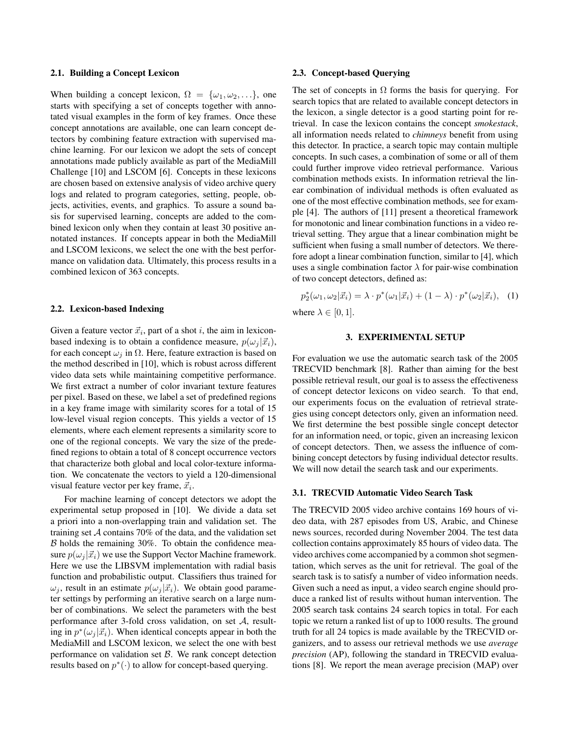### 2.1. Building a Concept Lexicon

When building a concept lexicon, $\Omega = \{\omega_1, \omega_2, \ldots\}$, one starts with specifying a set of concepts together with annotated visual examples in the form of key frames. Once these concept annotations are available, one can learn concept detectors by combining feature extraction with supervised machine learning. For our lexicon we adopt the sets of concept annotations made publicly available as part of the MediaMill Challenge [10] and LSCOM [6]. Concepts in these lexicons are chosen based on extensive analysis of video archive query logs and related to program categories, setting, people, objects, activities, events, and graphics. To assure a sound basis for supervised learning, concepts are added to the combined lexicon only when they contain at least 30 positive annotated instances. If concepts appear in both the MediaMill and LSCOM lexicons, we select the one with the best performance on validation data. Ultimately, this process results in a combined lexicon of 363 concepts.

### 2.2. Lexicon-based Indexing

Given a feature vector $\vec{x}_i$, part of a shot $i$, the aim in lexicon-based indexing is to obtain a confidence measure, $p(\omega_j|\vec{x}_i)$, for each concept $\omega_j$ in $\Omega$. Here, feature extraction is based on the method described in [10], which is robust across different video data sets while maintaining competitive performance. We first extract a number of color invariant texture features per pixel. Based on these, we label a set of predefined regions in a key frame image with similarity scores for a total of 15 low-level visual region concepts. This yields a vector of 15 elements, where each element represents a similarity score to one of the regional concepts. We vary the size of the predefined regions to obtain a total of 8 concept occurrence vectors that characterize both global and local color-texture information. We concatenate the vectors to yield a 120-dimensional visual feature vector per key frame, $\vec{x}_i$.

For machine learning of concept detectors we adopt the experimental setup proposed in [10]. We divide a data set a priori into a non-overlapping train and validation set. The training set $\mathcal{A}$ contains 70% of the data, and the validation set $\mathcal{B}$ holds the remaining 30%. To obtain the confidence measure $p(\omega_j|\vec{x}_i)$ we use the Support Vector Machine framework. Here we use the LIBSVM implementation with radial basis function and probabilistic output. Classifiers thus trained for $\omega_j$, result in an estimate $p(\omega_j|\vec{x}_i)$. We obtain good parameter settings by performing an iterative search on a large number of combinations. We select the parameters with the best performance after 3-fold cross validation, on set $\mathcal{A}$, resulting in $p^*(\omega_j|\vec{x}_i)$. When identical concepts appear in both the MediaMill and LSCOM lexicon, we select the one with best performance on validation set $\mathcal{B}$. We rank concept detection results based on $p^*(\cdot)$ to allow for concept-based querying.

### 2.3. Concept-based Querying

The set of concepts in $\Omega$ forms the basis for querying. For search topics that are related to available concept detectors in the lexicon, a single detector is a good starting point for retrieval. In case the lexicon contains the concept *smokestack*, all information needs related to *chimneys* benefit from using this detector. In practice, a search topic may contain multiple concepts. In such cases, a combination of some or all of them could further improve video retrieval performance. Various combination methods exists. In information retrieval the linear combination of individual methods is often evaluated as one of the most effective combination methods, see for example [4]. The authors of [11] present a theoretical framework for monotonic and linear combination functions in a video retrieval setting. They argue that a linear combination might be sufficient when fusing a small number of detectors. We therefore adopt a linear combination function, similar to [4], which uses a single combination factor $\lambda$ for pair-wise combination of two concept detectors, defined as:

$$p_2^*(\omega_1, \omega_2|\vec{x}_i) = \lambda \cdot p^*(\omega_1|\vec{x}_i) + (1 - \lambda) \cdot p^*(\omega_2|\vec{x}_i), \quad (1)$$

where $\lambda \in [0, 1]$.

## 3. EXPERIMENTAL SETUP

For evaluation we use the automatic search task of the 2005 TRECVID benchmark [8]. Rather than aiming for the best possible retrieval result, our goal is to assess the effectiveness of concept detector lexicons on video search. To that end, our experiments focus on the evaluation of retrieval strategies using concept detectors only, given an information need. We first determine the best possible single concept detector for an information need, or topic, given an increasing lexicon of concept detectors. Then, we assess the influence of combining concept detectors by fusing individual detector results. We will now detail the search task and our experiments.

### 3.1. TRECVID Automatic Video Search Task

The TRECVID 2005 video archive contains 169 hours of video data, with 287 episodes from US, Arabic, and Chinese news sources, recorded during November 2004. The test data collection contains approximately 85 hours of video data. The video archives come accompanied by a common shot segmentation, which serves as the unit for retrieval. The goal of the search task is to satisfy a number of video information needs. Given such a need as input, a video search engine should produce a ranked list of results without human intervention. The 2005 search task contains 24 search topics in total. For each topic we return a ranked list of up to 1000 results. The ground truth for all 24 topics is made available by the TRECVID organizers, and to assess our retrieval methods we use *average precision* (AP), following the standard in TRECVID evaluations [8]. We report the mean average precision (MAP) over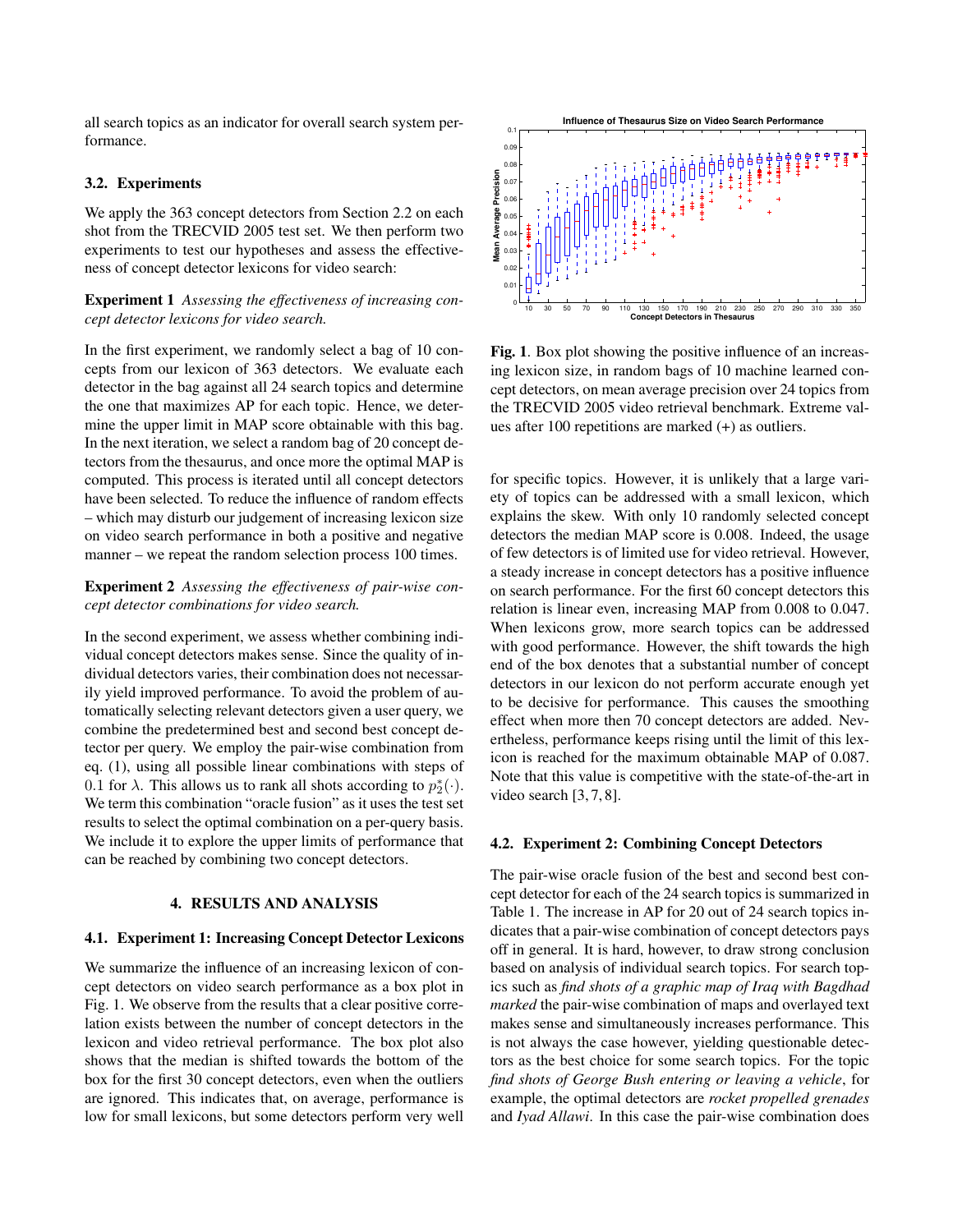all search topics as an indicator for overall search system performance.

### 3.2. Experiments

We apply the 363 concept detectors from Section 2.2 on each shot from the TRECVID 2005 test set. We then perform two experiments to test our hypotheses and assess the effectiveness of concept detector lexicons for video search:

**Experiment 1** *Assessing the effectiveness of increasing concept detector lexicons for video search.*

In the first experiment, we randomly select a bag of 10 concepts from our lexicon of 363 detectors. We evaluate each detector in the bag against all 24 search topics and determine the one that maximizes AP for each topic. Hence, we determine the upper limit in MAP score obtainable with this bag. In the next iteration, we select a random bag of 20 concept detectors from the thesaurus, and once more the optimal MAP is computed. This process is iterated until all concept detectors have been selected. To reduce the influence of random effects – which may disturb our judgement of increasing lexicon size on video search performance in both a positive and negative manner – we repeat the random selection process 100 times.

**Experiment 2** *Assessing the effectiveness of pair-wise concept detector combinations for video search.*

In the second experiment, we assess whether combining individual concept detectors makes sense. Since the quality of individual detectors varies, their combination does not necessarily yield improved performance. To avoid the problem of automatically selecting relevant detectors given a user query, we combine the predetermined best and second best concept detector per query. We employ the pair-wise combination from eq. (1), using all possible linear combinations with steps of 0.1 for $\lambda$. This allows us to rank all shots according to $p_2^*(\cdot)$. We term this combination "oracle fusion" as it uses the test set results to select the optimal combination on a per-query basis. We include it to explore the upper limits of performance that can be reached by combining two concept detectors.

## 4. RESULTS AND ANALYSIS

### 4.1. Experiment 1: Increasing Concept Detector Lexicons

We summarize the influence of an increasing lexicon of concept detectors on video search performance as a box plot in Fig. 1. We observe from the results that a clear positive correlation exists between the number of concept detectors in the lexicon and video retrieval performance. The box plot also shows that the median is shifted towards the bottom of the box for the first 30 concept detectors, even when the outliers are ignored. This indicates that, on average, performance is low for small lexicons, but some detectors perform very well for specific topics. However, it is unlikely that a large variety of topics can be addressed with a small lexicon, which explains the skew. With only 10 randomly selected concept detectors the median MAP score is 0.008. Indeed, the usage of few detectors is of limited use for video retrieval. However, a steady increase in concept detectors has a positive influence on search performance. For the first 60 concept detectors this relation is linear even, increasing MAP from 0.008 to 0.047. When lexicons grow, more search topics can be addressed with good performance. However, the shift towards the high end of the box denotes that a substantial number of concept detectors in our lexicon do not perform accurate enough yet to be decisive for performance. This causes the smoothing effect when more then 70 concept detectors are added. Nevertheless, performance keeps rising until the limit of this lexicon is reached for the maximum obtainable MAP of 0.087. Note that this value is competitive with the state-of-the-art in video search [3, 7, 8].

**Fig. 1**. Box plot showing the positive influence of an increasing lexicon size, in random bags of 10 machine learned concept detectors, on mean average precision over 24 topics from the TRECVID 2005 video retrieval benchmark. Extreme values after 100 repetitions are marked (+) as outliers.

### 4.2. Experiment 2: Combining Concept Detectors

The pair-wise oracle fusion of the best and second best concept detector for each of the 24 search topics is summarized in Table 1. The increase in AP for 20 out of 24 search topics indicates that a pair-wise combination of concept detectors pays off in general. It is hard, however, to draw strong conclusion based on analysis of individual search topics. For search topics such as *find shots of a graphic map of Iraq with Bagdhad marked* the pair-wise combination of maps and overlayed text makes sense and simultaneously increases performance. This is not always the case however, yielding questionable detectors as the best choice for some search topics. For the topic *find shots of George Bush entering or leaving a vehicle*, for example, the optimal detectors are *rocket propelled grenades* and *Iyad Allawi*. In this case the pair-wise combination does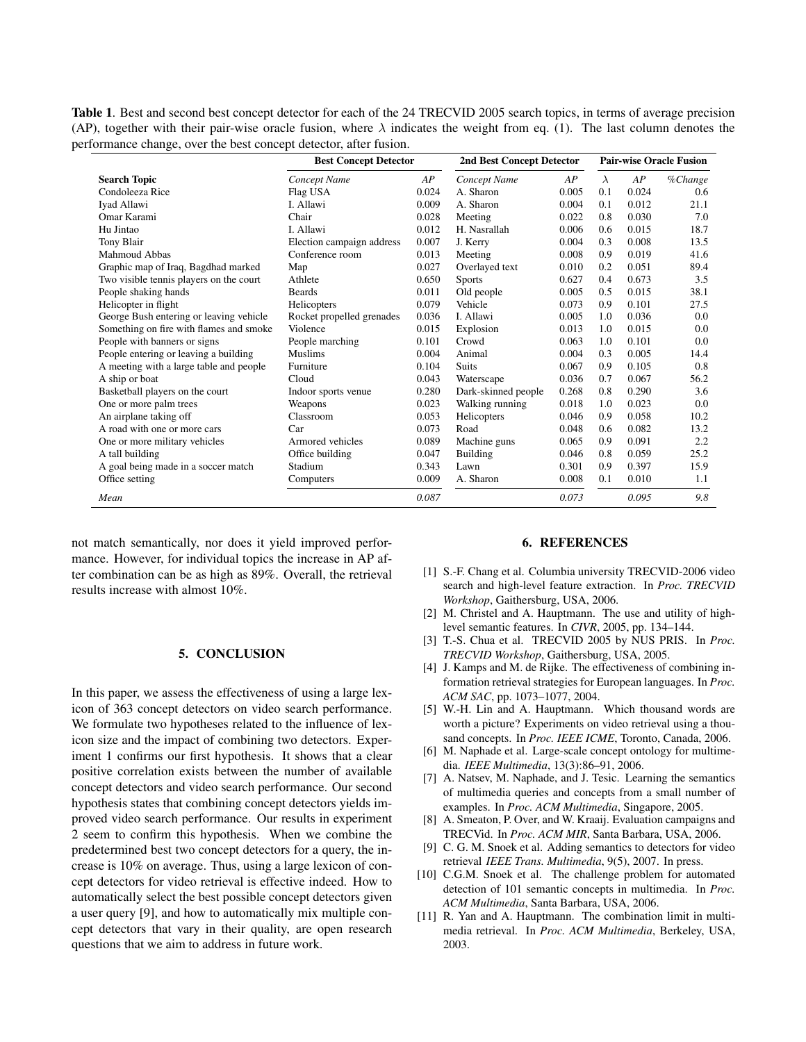**Table 1**. Best and second best concept detector for each of the 24 TRECVID 2005 search topics, in terms of average precision (AP), together with their pair-wise oracle fusion, where $\lambda$ indicates the weight from eq. (1). The last column denotes the performance change, over the best concept detector, after fusion.

| | Best Concept Detector | | 2nd Best Concept Detector | | Pair-wise Oracle Fusion | | |
|---|---|---|---|---|---|---|---|
| **Search Topic** | *Concept Name* | *AP* | *Concept Name* | *AP* | $\lambda$ | *AP* | *%Change* |
| Condoleeza Rice | Flag USA | 0.024 | A. Sharon | 0.005 | 0.1 | 0.024 | 0.6 |
| Iyad Allawi | I. Allawi | 0.009 | A. Sharon | 0.004 | 0.1 | 0.012 | 21.1 |
| Omar Karami | Chair | 0.028 | Meeting | 0.022 | 0.8 | 0.030 | 7.0 |
| Hu Jintao | I. Allawi | 0.012 | H. Nasrallah | 0.006 | 0.6 | 0.015 | 18.7 |
| Tony Blair | Election campaign address | 0.007 | J. Kerry | 0.004 | 0.3 | 0.008 | 13.5 |
| Mahmoud Abbas | Conference room | 0.013 | Meeting | 0.008 | 0.9 | 0.019 | 41.6 |
| Graphic map of Iraq, Bagdhad marked | Map | 0.027 | Overlayed text | 0.010 | 0.2 | 0.051 | 89.4 |
| Two visible tennis players on the court | Athlete | 0.650 | Sports | 0.627 | 0.4 | 0.673 | 3.5 |
| People shaking hands | Beards | 0.011 | Old people | 0.005 | 0.5 | 0.015 | 38.1 |
| Helicopter in flight | Helicopters | 0.079 | Vehicle | 0.073 | 0.9 | 0.101 | 27.5 |
| George Bush entering or leaving vehicle | Rocket propelled grenades | 0.036 | I. Allawi | 0.005 | 1.0 | 0.036 | 0.0 |
| Something on fire with flames and smoke | Violence | 0.015 | Explosion | 0.013 | 1.0 | 0.015 | 0.0 |
| People with banners or signs | People marching | 0.101 | Crowd | 0.063 | 1.0 | 0.101 | 0.0 |
| People entering or leaving a building | Muslims | 0.004 | Animal | 0.004 | 0.3 | 0.005 | 14.4 |
| A meeting with a large table and people | Furniture | 0.104 | Suits | 0.067 | 0.9 | 0.105 | 0.8 |
| A ship or boat | Cloud | 0.043 | Waterscape | 0.036 | 0.7 | 0.067 | 56.2 |
| Basketball players on the court | Indoor sports venue | 0.280 | Dark-skinned people | 0.268 | 0.8 | 0.290 | 3.6 |
| One or more palm trees | Weapons | 0.023 | Walking running | 0.018 | 1.0 | 0.023 | 0.0 |
| An airplane taking off | Classroom | 0.053 | Helicopters | 0.046 | 0.9 | 0.058 | 10.2 |
| A road with one or more cars | Car | 0.073 | Road | 0.048 | 0.6 | 0.082 | 13.2 |
| One or more military vehicles | Armored vehicles | 0.089 | Machine guns | 0.065 | 0.9 | 0.091 | 2.2 |
| A tall building | Office building | 0.047 | Building | 0.046 | 0.8 | 0.059 | 25.2 |
| A goal being made in a soccer match | Stadium | 0.343 | Lawn | 0.301 | 0.9 | 0.397 | 15.9 |
| Office setting | Computers | 0.009 | A. Sharon | 0.008 | 0.1 | 0.010 | 1.1 |
| *Mean* | | *0.087* | | *0.073* | | *0.095* | *9.8* |

not match semantically, nor does it yield improved performance. However, for individual topics the increase in AP after combination can be as high as 89%. Overall, the retrieval results increase with almost 10%.

## 5. CONCLUSION

In this paper, we assess the effectiveness of using a large lexicon of 363 concept detectors on video search performance. We formulate two hypotheses related to the influence of lexicon size and the impact of combining two detectors. Experiment 1 confirms our first hypothesis. It shows that a clear positive correlation exists between the number of available concept detectors and video search performance. Our second hypothesis states that combining concept detectors yields improved video search performance. Our results in experiment 2 seem to confirm this hypothesis. When we combine the predetermined best two concept detectors for a query, the increase is 10% on average. Thus, using a large lexicon of concept detectors for video retrieval is effective indeed. How to automatically select the best possible concept detectors given a user query [9], and how to automatically mix multiple concept detectors that vary in their quality, are open research questions that we aim to address in future work.

## 6. REFERENCES

[1] S.-F. Chang et al. Columbia university TRECVID-2006 video search and high-level feature extraction. In *Proc. TRECVID Workshop*, Gaithersburg, USA, 2006.

[2] M. Christel and A. Hauptmann. The use and utility of high-level semantic features. In *CIVR*, 2005, pp. 134–144.

[3] T.-S. Chua et al. TRECVID 2005 by NUS PRIS. In *Proc. TRECVID Workshop*, Gaithersburg, USA, 2005.

[4] J. Kamps and M. de Rijke. The effectiveness of combining information retrieval strategies for European languages. In *Proc. ACM SAC*, pp. 1073–1077, 2004.

[5] W.-H. Lin and A. Hauptmann. Which thousand words are worth a picture? Experiments on video retrieval using a thousand concepts. In *Proc. IEEE ICME*, Toronto, Canada, 2006.

[6] M. Naphade et al. Large-scale concept ontology for multimedia. *IEEE Multimedia*, 13(3):86–91, 2006.

[7] A. Natsev, M. Naphade, and J. Tesic. Learning the semantics of multimedia queries and concepts from a small number of examples. In *Proc. ACM Multimedia*, Singapore, 2005.

[8] A. Smeaton, P. Over, and W. Kraaij. Evaluation campaigns and TRECVid. In *Proc. ACM MIR*, Santa Barbara, USA, 2006.

[9] C. G. M. Snoek et al. Adding semantics to detectors for video retrieval *IEEE Trans. Multimedia*, 9(5), 2007. In press.

[10] C.G.M. Snoek et al. The challenge problem for automated detection of 101 semantic concepts in multimedia. In *Proc. ACM Multimedia*, Santa Barbara, USA, 2006.

[11] R. Yan and A. Hauptmann. The combination limit in multimedia retrieval. In *Proc. ACM Multimedia*, Berkeley, USA, 2003.